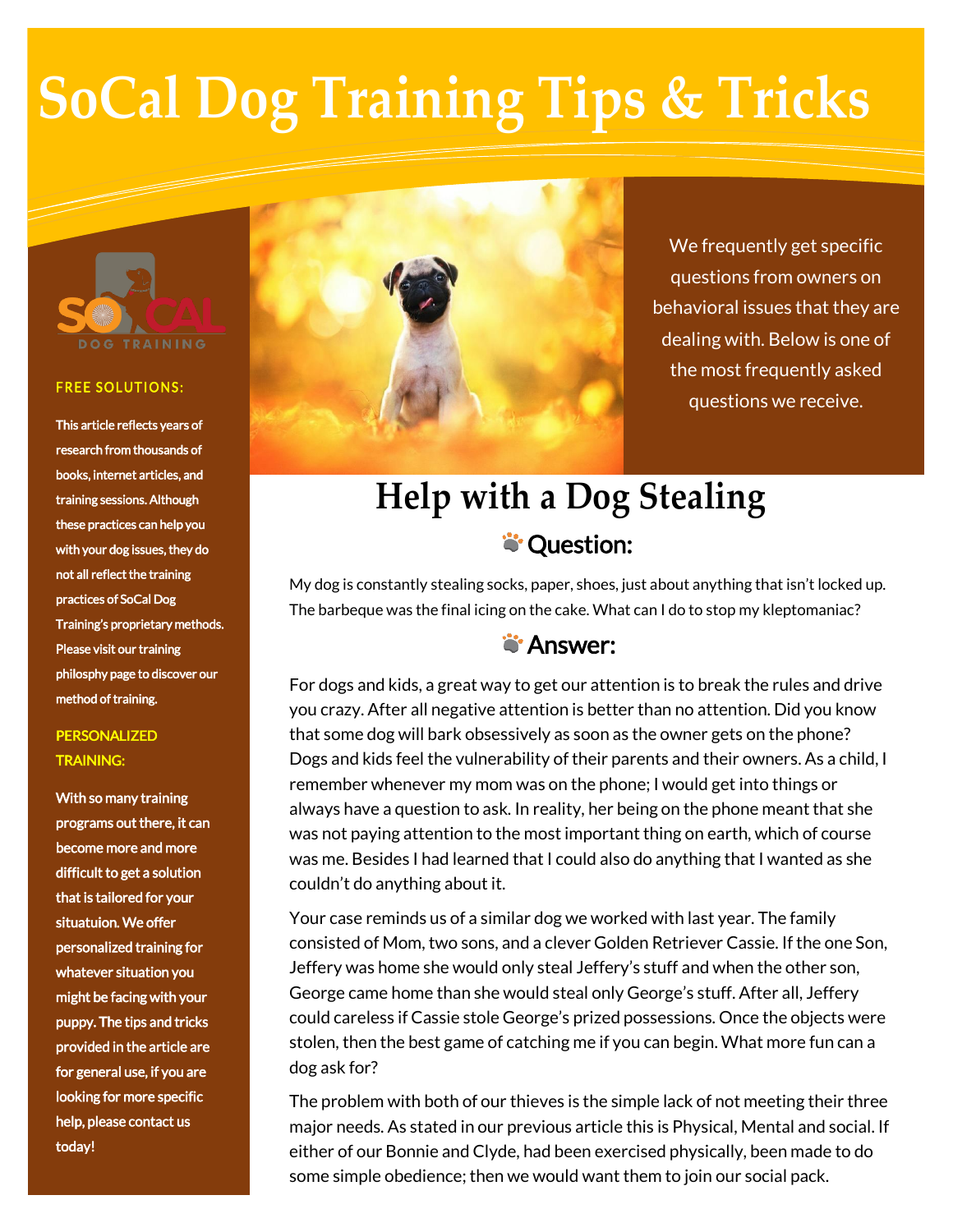# SoCal Dog Training Tips & Tricks

**FREE SOLUTIONS:**

This article reflects years of research from thousands of books, internet articles, and training sessions. Although these practices can help you with your dog issues, they do not all reflect the training practices of SoCal Dog Training's proprietary methods. Please visit our training philosphy page to discover our method of training.

**PERSONALIZED TRAINING:**

With so many training programs out there, it can become more and more difficult to get a solution that is tailored for your situatuion. We offer personalized training for whatever situation you might be facing with your puppy. The tips and tricks provided in the article are for general use, if you are looking for more specific help, please contact us today!

We frequently get specific questions from owners on behavioral issues that they are dealing with. Below is one of the most frequently asked questions we receive.

## Help with a Dog Stealing

### Question:

My dog is constantly stealing socks, paper, shoes, just about anything that isn't locked up. The barbeque was the final icing on the cake. What can I do to stop my kleptomaniac?

### Answer:

For dogs and kids, a great way to get our attention is to break the rules and drive you crazy. After all negative attention is better than no attention. Did you know that some dog will bark obsessively as soon as the owner gets on the phone? Dogs and kids feel the vulnerability of their parents and their owners. As a child, I remember whenever my mom was on the phone; I would get into things or always have a question to ask. In reality, her being on the phone meant that she was not paying attention to the most important thing on earth, which of course was me. Besides I had learned that I could also do anything that I wanted as she couldn't do anything about it.

Your case reminds us of a similar dog we worked with last year. The family consisted of Mom, two sons, and a clever Golden Retriever Cassie. If the one Son, Jeffery was home she would only steal Jeffery's stuff and when the other son, George came home than she would steal only George's stuff. After all, Jeffery could careless if Cassie stole George's prized possessions. Once the objects were stolen, then the best game of catching me if you can begin. What more fun can a dog ask for?

The problem with both of our thieves is the simple lack of not meeting their three major needs. As stated in our previous article this is Physical, Mental and social. If either of our Bonnie and Clyde, had been exercised physically, been made to do some simple obedience; then we would want them to join our social pack.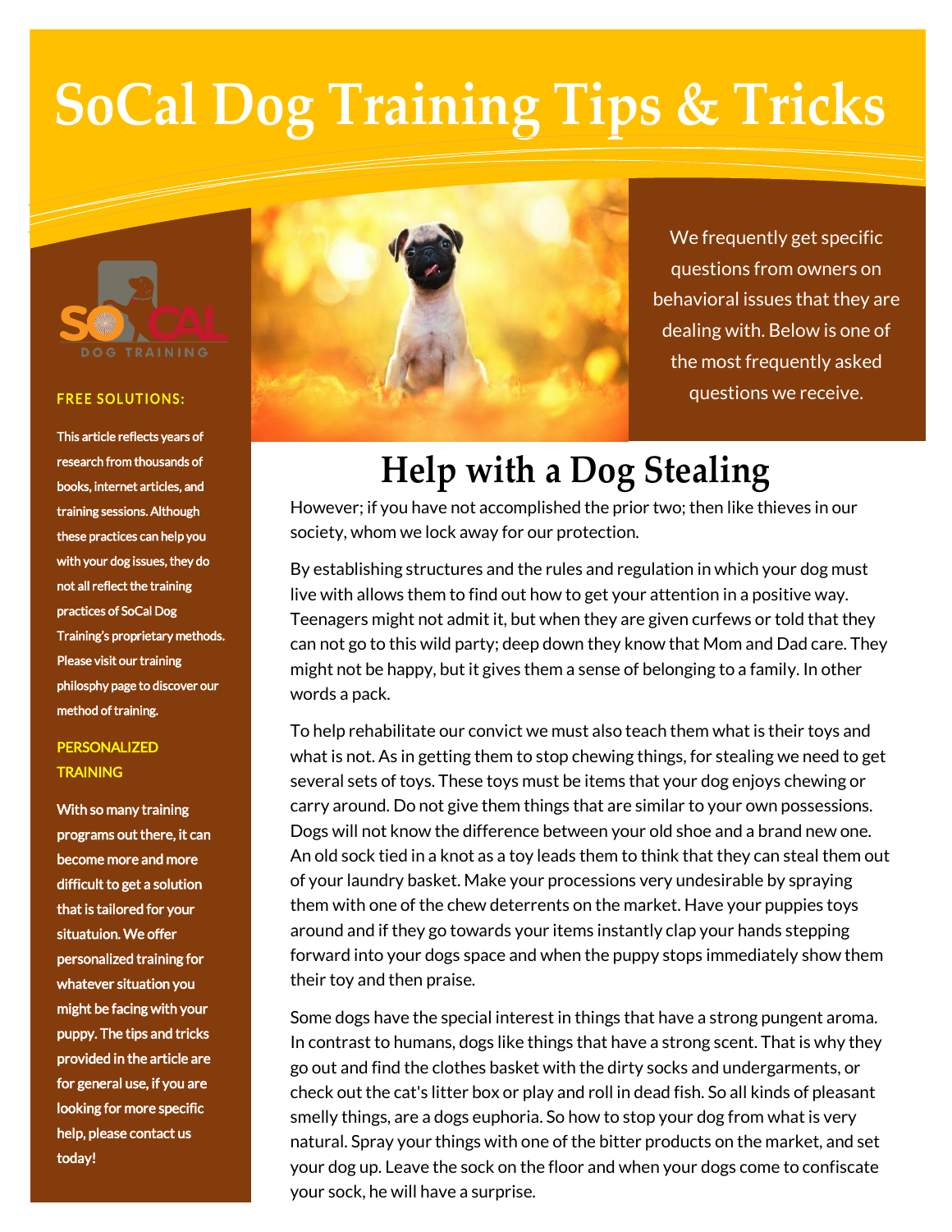# SoCal Dog Training Tips & Tricks

We frequently get specific questions from owners on behavioral issues that they are dealing with. Below is one of the most frequently asked questions we receive.

## Help with a Dog Stealing

However; if you have not accomplished the prior two; then like thieves in our society, whom we lock away for our protection.

By establishing structures and the rules and regulation in which your dog must live with allows them to find out how to get your attention in a positive way. Teenagers might not admit it, but when they are given curfews or told that they can not go to this wild party; deep down they know that Mom and Dad care. They might not be happy, but it gives them a sense of belonging to a family. In other words a pack.

To help rehabilitate our convict we must also teach them what is their toys and what is not. As in getting them to stop chewing things, for stealing we need to get several sets of toys. These toys must be items that your dog enjoys chewing or carry around. Do not give them things that are similar to your own possessions. Dogs will not know the difference between your old shoe and a brand new one. An old sock tied in a knot as a toy leads them to think that they can steal them out of your laundry basket. Make your processions very undesirable by spraying them with one of the chew deterrents on the market. Have your puppies toys around and if they go towards your items instantly clap your hands stepping forward into your dogs space and when the puppy stops immediately show them their toy and then praise.

Some dogs have the special interest in things that have a strong pungent aroma. In contrast to humans, dogs like things that have a strong scent. That is why they go out and find the clothes basket with the dirty socks and undergarments, or check out the cat's litter box or play and roll in dead fish. So all kinds of pleasant smelly things, are a dogs euphoria. So how to stop your dog from what is very natural. Spray your things with one of the bitter products on the market, and set your dog up. Leave the sock on the floor and when your dogs come to confiscate your sock, he will have a surprise.

SOCAL DOG TRAINING

**FREE SOLUTIONS:**

This article reflects years of research from thousands of books, internet articles, and training sessions. Although these practices can help you with your dog issues, they do not all reflect the training practices of SoCal Dog Training's proprietary methods. Please visit our training philosophy page to discover our method of training.

**PERSONALIZED TRAINING**

With so many training programs out there, it can become more and more difficult to get a solution that is tailored for your situatuion. We offer personalized training for whatever situation you might be facing with your puppy. The tips and tricks provided in the article are for general use, if you are looking for more specific help, please contact us today!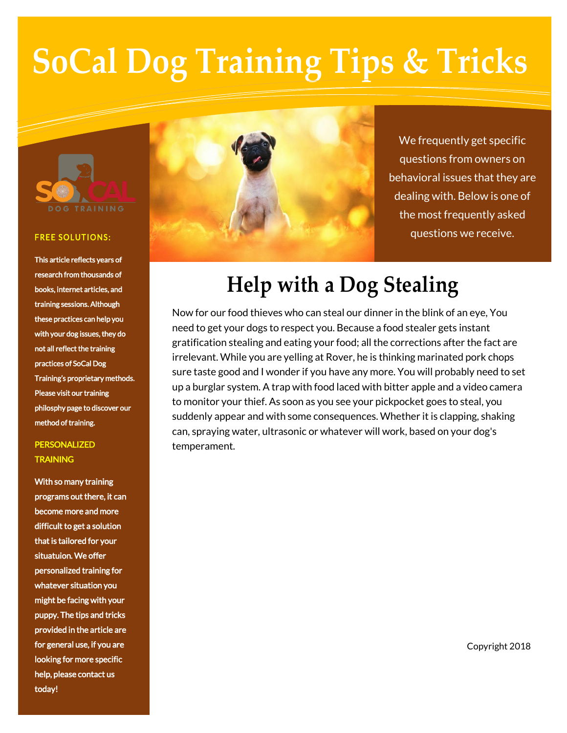# SoCal Dog Training Tips & Tricks

SOCAL DOG TRAINING

FREE SOLUTIONS:

**This article reflects years of research from thousands of books, internet articles, and training sessions. Although these practices can help you with your dog issues, they do not all reflect the training practices of SoCal Dog Training's proprietary methods. Please visit our training philosphy page to discover our method of training.**

PERSONALIZED TRAINING

**With so many training programs out there, it can become more and more difficult to get a solution that is tailored for your situatuion. We offer personalized training for whatever situation you might be facing with your puppy. The tips and tricks provided in the article are for general use, if you are looking for more specific help, please contact us today!**

We frequently get specific questions from owners on behavioral issues that they are dealing with. Below is one of the most frequently asked questions we receive.

## Help with a Dog Stealing

Now for our food thieves who can steal our dinner in the blink of an eye, You need to get your dogs to respect you. Because a food stealer gets instant gratification stealing and eating your food; all the corrections after the fact are irrelevant. While you are yelling at Rover, he is thinking marinated pork chops sure taste good and I wonder if you have any more. You will probably need to set up a burglar system. A trap with food laced with bitter apple and a video camera to monitor your thief. As soon as you see your pickpocket goes to steal, you suddenly appear and with some consequences. Whether it is clapping, shaking can, spraying water, ultrasonic or whatever will work, based on your dog's temperament.

Copyright 2018